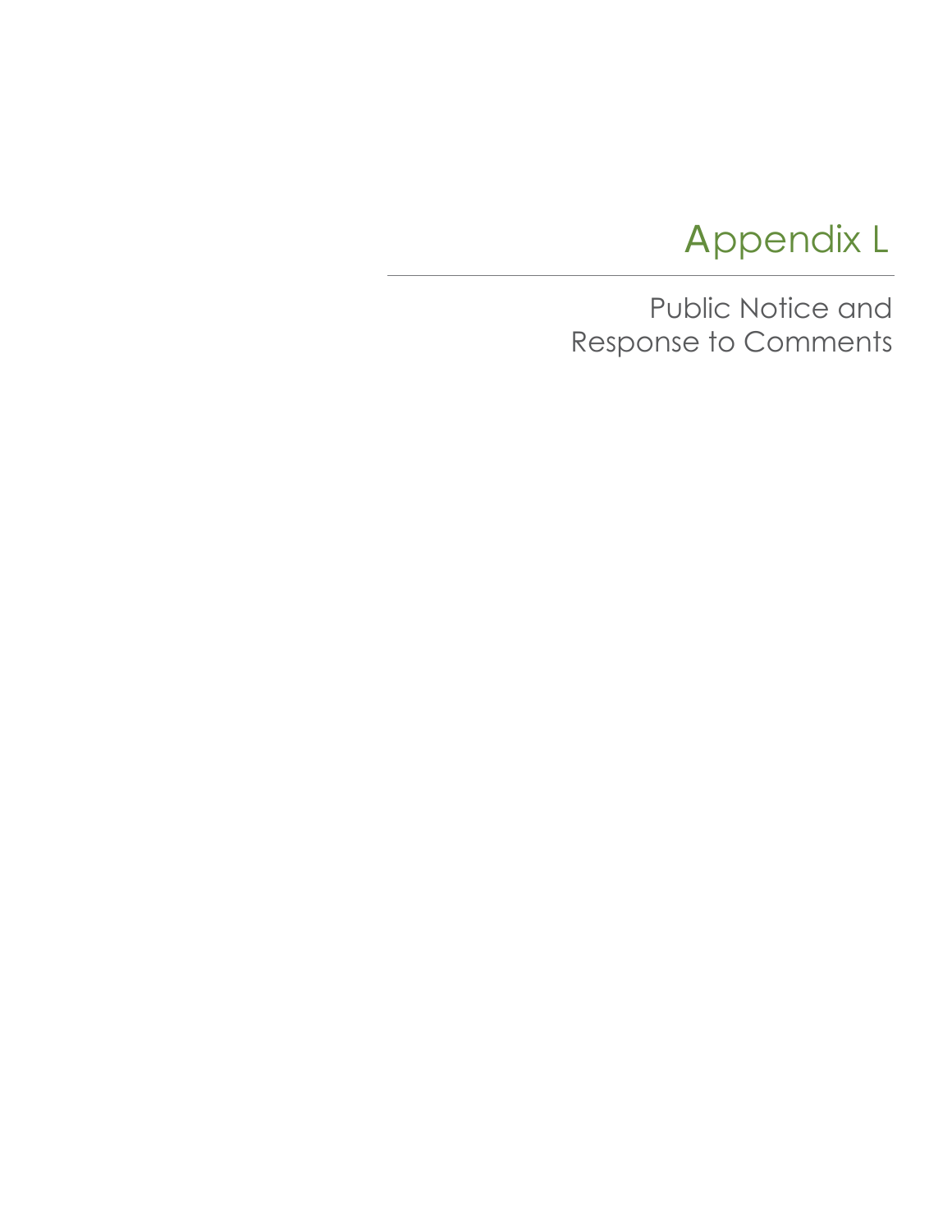# Appendix L

## Public Notice and Response to Comments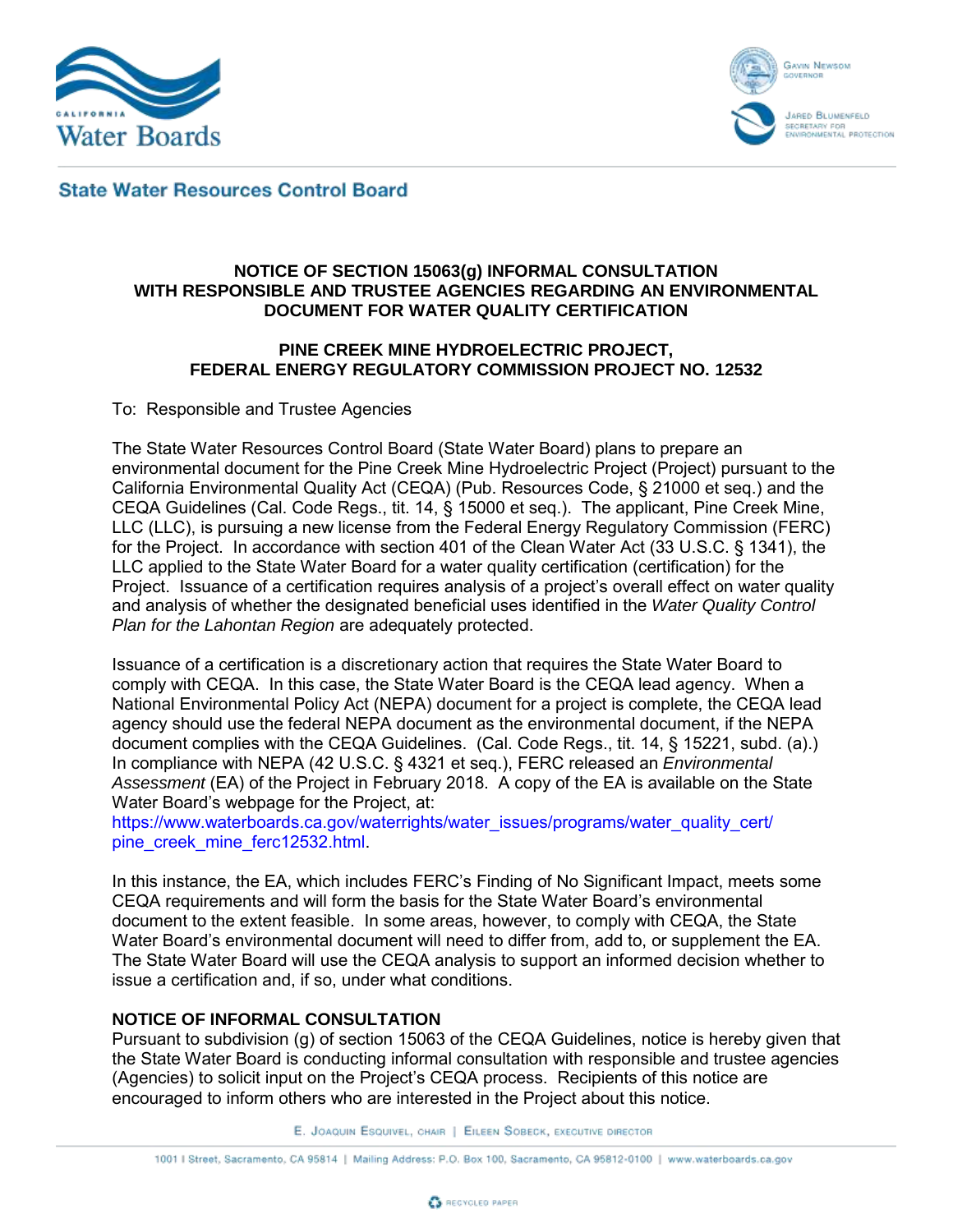**State Water Resources Control Board**

**NOTICE OF SECTION 15063(g) INFORMAL CONSULTATION WITH RESPONSIBLE AND TRUSTEE AGENCIES REGARDING AN ENVIRONMENTAL DOCUMENT FOR WATER QUALITY CERTIFICATION**

**PINE CREEK MINE HYDROELECTRIC PROJECT, FEDERAL ENERGY REGULATORY COMMISSION PROJECT NO. 12532**

To: Responsible and Trustee Agencies

The State Water Resources Control Board (State Water Board) plans to prepare an environmental document for the Pine Creek Mine Hydroelectric Project (Project) pursuant to the California Environmental Quality Act (CEQA) (Pub. Resources Code, § 21000 et seq.) and the CEQA Guidelines (Cal. Code Regs., tit. 14, § 15000 et seq.). The applicant, Pine Creek Mine, LLC (LLC), is pursuing a new license from the Federal Energy Regulatory Commission (FERC) for the Project. In accordance with section 401 of the Clean Water Act (33 U.S.C. § 1341), the LLC applied to the State Water Board for a water quality certification (certification) for the Project. Issuance of a certification requires analysis of a project's overall effect on water quality and analysis of whether the designated beneficial uses identified in the *Water Quality Control Plan for the Lahontan Region* are adequately protected.

Issuance of a certification is a discretionary action that requires the State Water Board to comply with CEQA. In this case, the State Water Board is the CEQA lead agency. When a National Environmental Policy Act (NEPA) document for a project is complete, the CEQA lead agency should use the federal NEPA document as the environmental document, if the NEPA document complies with the CEQA Guidelines. (Cal. Code Regs., tit. 14, § 15221, subd. (a).) In compliance with NEPA (42 U.S.C. § 4321 et seq.), FERC released an *Environmental Assessment* (EA) of the Project in February 2018. A copy of the EA is available on the State Water Board's webpage for the Project, at: https://www.waterboards.ca.gov/waterrights/water_issues/programs/water_quality_cert/pine_creek_mine_ferc12532.html.

In this instance, the EA, which includes FERC's Finding of No Significant Impact, meets some CEQA requirements and will form the basis for the State Water Board's environmental document to the extent feasible. In some areas, however, to comply with CEQA, the State Water Board's environmental document will need to differ from, add to, or supplement the EA. The State Water Board will use the CEQA analysis to support an informed decision whether to issue a certification and, if so, under what conditions.

**NOTICE OF INFORMAL CONSULTATION**

Pursuant to subdivision (g) of section 15063 of the CEQA Guidelines, notice is hereby given that the State Water Board is conducting informal consultation with responsible and trustee agencies (Agencies) to solicit input on the Project's CEQA process. Recipients of this notice are encouraged to inform others who are interested in the Project about this notice.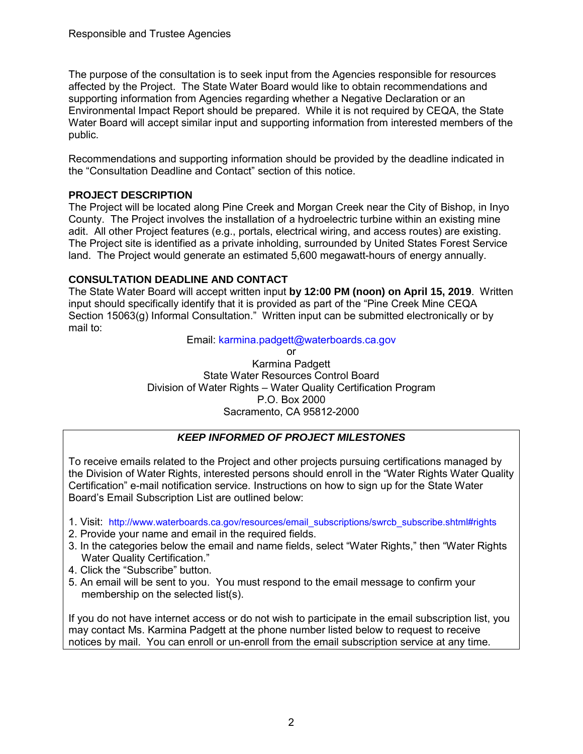Responsible and Trustee Agencies

The purpose of the consultation is to seek input from the Agencies responsible for resources affected by the Project. The State Water Board would like to obtain recommendations and supporting information from Agencies regarding whether a Negative Declaration or an Environmental Impact Report should be prepared. While it is not required by CEQA, the State Water Board will accept similar input and supporting information from interested members of the public.

Recommendations and supporting information should be provided by the deadline indicated in the "Consultation Deadline and Contact" section of this notice.

**PROJECT DESCRIPTION**

The Project will be located along Pine Creek and Morgan Creek near the City of Bishop, in Inyo County. The Project involves the installation of a hydroelectric turbine within an existing mine adit. All other Project features (e.g., portals, electrical wiring, and access routes) are existing. The Project site is identified as a private inholding, surrounded by United States Forest Service land. The Project would generate an estimated 5,600 megawatt-hours of energy annually.

**CONSULTATION DEADLINE AND CONTACT**

The State Water Board will accept written input **by 12:00 PM (noon) on April 15, 2019**. Written input should specifically identify that it is provided as part of the "Pine Creek Mine CEQA Section 15063(g) Informal Consultation." Written input can be submitted electronically or by mail to:

Email: karmina.padgett@waterboards.ca.gov

or

Karmina Padgett
State Water Resources Control Board
Division of Water Rights – Water Quality Certification Program
P.O. Box 2000
Sacramento, CA 95812-2000

***KEEP INFORMED OF PROJECT MILESTONES***

To receive emails related to the Project and other projects pursuing certifications managed by the Division of Water Rights, interested persons should enroll in the "Water Rights Water Quality Certification" e-mail notification service. Instructions on how to sign up for the State Water Board's Email Subscription List are outlined below:

1. Visit: http://www.waterboards.ca.gov/resources/email_subscriptions/swrcb_subscribe.shtml#rights
2. Provide your name and email in the required fields.
3. In the categories below the email and name fields, select "Water Rights," then "Water Rights Water Quality Certification."
4. Click the "Subscribe" button.
5. An email will be sent to you. You must respond to the email message to confirm your membership on the selected list(s).

If you do not have internet access or do not wish to participate in the email subscription list, you may contact Ms. Karmina Padgett at the phone number listed below to request to receive notices by mail. You can enroll or un-enroll from the email subscription service at any time.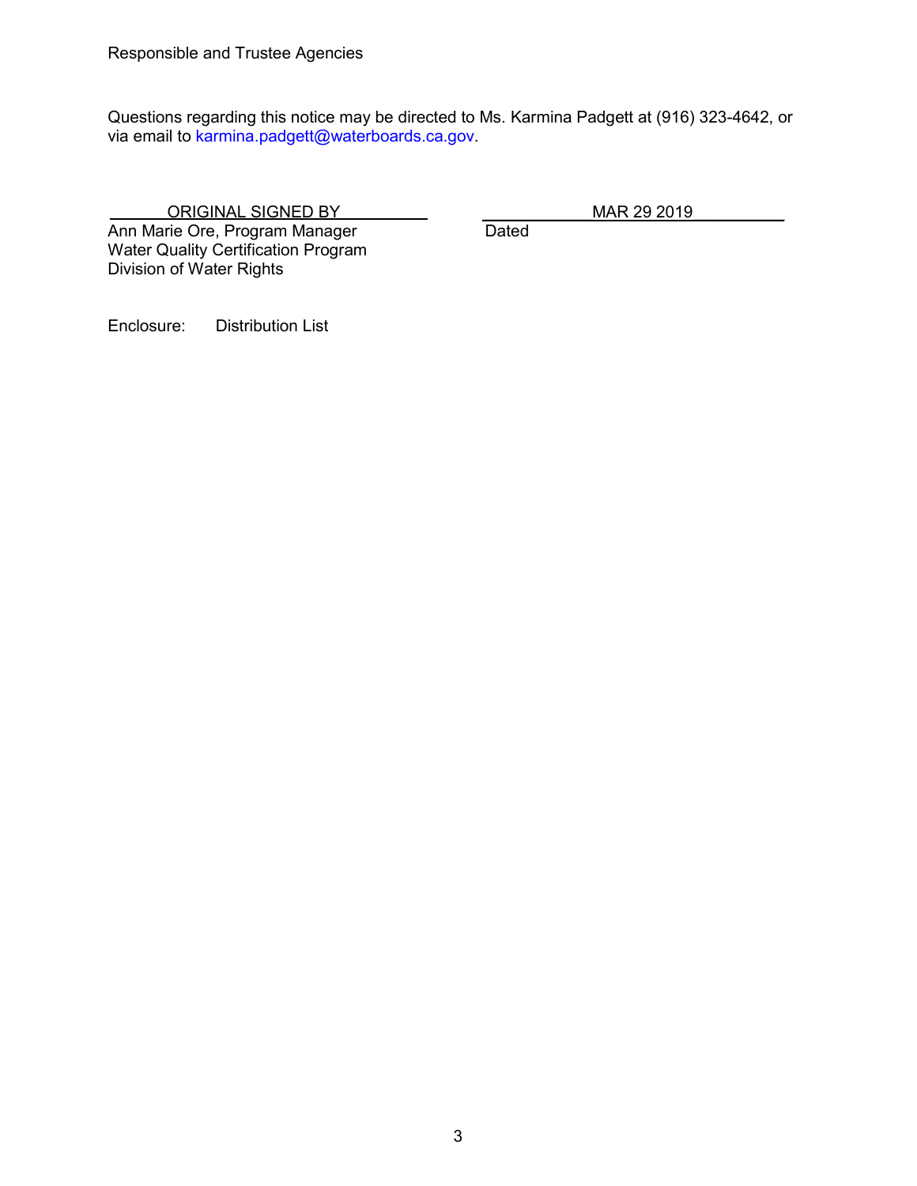Responsible and Trustee Agencies

Questions regarding this notice may be directed to Ms. Karmina Padgett at (916) 323-4642, or via email to karmina.padgett@waterboards.ca.gov.

ORIGINAL SIGNED BY
Ann Marie Ore, Program Manager
Water Quality Certification Program
Division of Water Rights

MAR 29 2019
Dated

Enclosure: Distribution List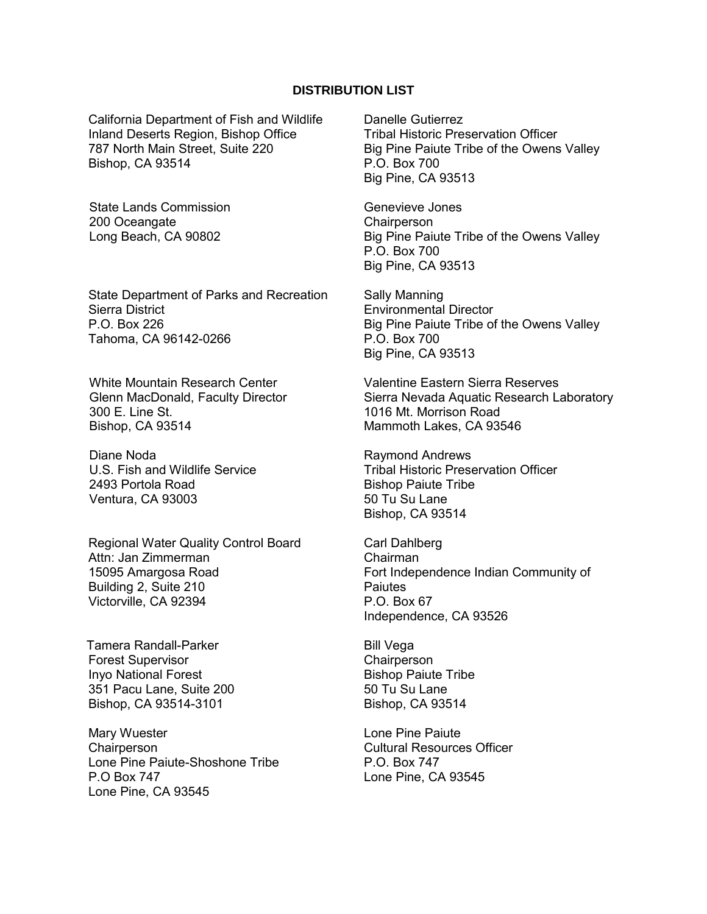**DISTRIBUTION LIST**

California Department of Fish and Wildlife
Inland Deserts Region, Bishop Office
787 North Main Street, Suite 220
Bishop, CA 93514

State Lands Commission
200 Oceangate
Long Beach, CA 90802

State Department of Parks and Recreation
Sierra District
P.O. Box 226
Tahoma, CA 96142-0266

White Mountain Research Center
Glenn MacDonald, Faculty Director
300 E. Line St.
Bishop, CA 93514

Diane Noda
U.S. Fish and Wildlife Service
2493 Portola Road
Ventura, CA 93003

Regional Water Quality Control Board
Attn: Jan Zimmerman
15095 Amargosa Road
Building 2, Suite 210
Victorville, CA 92394

Tamera Randall-Parker
Forest Supervisor
Inyo National Forest
351 Pacu Lane, Suite 200
Bishop, CA 93514-3101

Mary Wuester
Chairperson
Lone Pine Paiute-Shoshone Tribe
P.O Box 747
Lone Pine, CA 93545

Danelle Gutierrez
Tribal Historic Preservation Officer
Big Pine Paiute Tribe of the Owens Valley
P.O. Box 700
Big Pine, CA 93513

Genevieve Jones
Chairperson
Big Pine Paiute Tribe of the Owens Valley
P.O. Box 700
Big Pine, CA 93513

Sally Manning
Environmental Director
Big Pine Paiute Tribe of the Owens Valley
P.O. Box 700
Big Pine, CA 93513

Valentine Eastern Sierra Reserves
Sierra Nevada Aquatic Research Laboratory
1016 Mt. Morrison Road
Mammoth Lakes, CA 93546

Raymond Andrews
Tribal Historic Preservation Officer
Bishop Paiute Tribe
50 Tu Su Lane
Bishop, CA 93514

Carl Dahlberg
Chairman
Fort Independence Indian Community of Paiutes
P.O. Box 67
Independence, CA 93526

Bill Vega
Chairperson
Bishop Paiute Tribe
50 Tu Su Lane
Bishop, CA 93514

Lone Pine Paiute
Cultural Resources Officer
P.O. Box 747
Lone Pine, CA 93545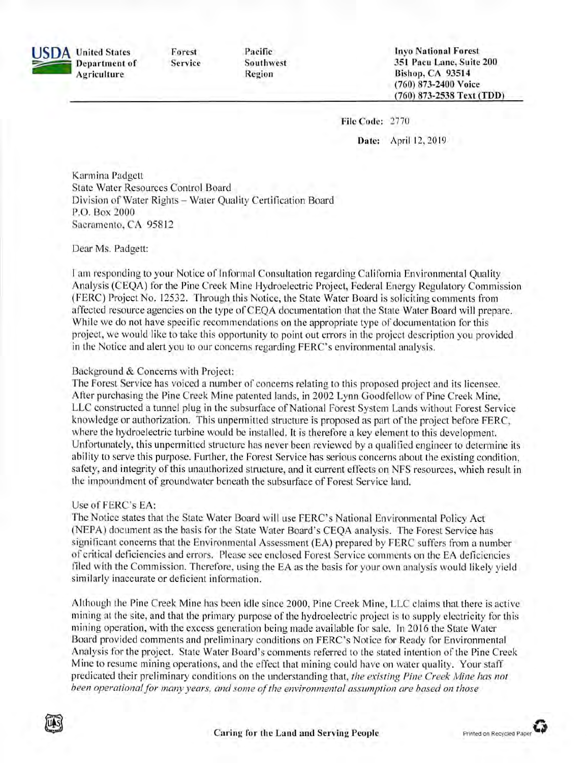**USDA** United States Department of Agriculture | Forest Service | Pacific Southwest Region

**Inyo National Forest**
**351 Pacu Lane, Suite 200**
**Bishop, CA 93514**
**(760) 873-2400 Voice**
**(760) 873-2538 Text (TDD)**

**File Code:** 2770

**Date:** April 12, 2019

Karmina Padgett
State Water Resources Control Board
Division of Water Rights – Water Quality Certification Board
P.O. Box 2000
Sacramento, CA 95812

Dear Ms. Padgett:

I am responding to your Notice of Informal Consultation regarding California Environmental Quality Analysis (CEQA) for the Pine Creek Mine Hydroelectric Project, Federal Energy Regulatory Commission (FERC) Project No. 12532. Through this Notice, the State Water Board is soliciting comments from affected resource agencies on the type of CEQA documentation that the State Water Board will prepare. While we do not have specific recommendations on the appropriate type of documentation for this project, we would like to take this opportunity to point out errors in the project description you provided in the Notice and alert you to our concerns regarding FERC's environmental analysis.

Background & Concerns with Project:
The Forest Service has voiced a number of concerns relating to this proposed project and its licensee. After purchasing the Pine Creek Mine patented lands, in 2002 Lynn Goodfellow of Pine Creek Mine, LLC constructed a tunnel plug in the subsurface of National Forest System Lands without Forest Service knowledge or authorization. This unpermitted structure is proposed as part of the project before FERC, where the hydroelectric turbine would be installed. It is therefore a key element to this development. Unfortunately, this unpermitted structure has never been reviewed by a qualified engineer to determine its ability to serve this purpose. Further, the Forest Service has serious concerns about the existing condition, safety, and integrity of this unauthorized structure, and it current effects on NFS resources, which result in the impoundment of groundwater beneath the subsurface of Forest Service land.

Use of FERC's EA:
The Notice states that the State Water Board will use FERC's National Environmental Policy Act (NEPA) document as the basis for the State Water Board's CEQA analysis. The Forest Service has significant concerns that the Environmental Assessment (EA) prepared by FERC suffers from a number of critical deficiencies and errors. Please see enclosed Forest Service comments on the EA deficiencies filed with the Commission. Therefore, using the EA as the basis for your own analysis would likely yield similarly inaccurate or deficient information.

Although the Pine Creek Mine has been idle since 2000, Pine Creek Mine, LLC claims that there is active mining at the site, and that the primary purpose of the hydroelectric project is to supply electricity for this mining operation, with the excess generation being made available for sale. In 2016 the State Water Board provided comments and preliminary conditions on FERC's Notice for Ready for Environmental Analysis for the project. State Water Board's comments referred to the stated intention of the Pine Creek Mine to resume mining operations, and the effect that mining could have on water quality. Your staff predicated their preliminary conditions on the understanding that, *the existing Pine Creek Mine has not been operational for many years, and some of the environmental assumption are based on those*

Caring for the Land and Serving People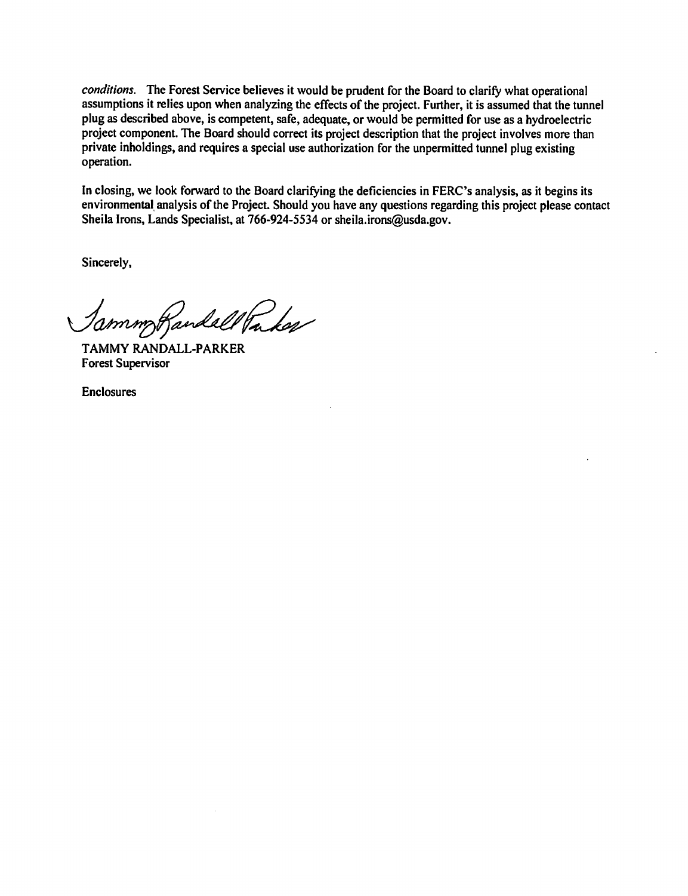*conditions*. The Forest Service believes it would be prudent for the Board to clarify what operational assumptions it relies upon when analyzing the effects of the project. Further, it is assumed that the tunnel plug as described above, is competent, safe, adequate, or would be permitted for use as a hydroelectric project component. The Board should correct its project description that the project involves more than private inholdings, and requires a special use authorization for the unpermitted tunnel plug existing operation.

In closing, we look forward to the Board clarifying the deficiencies in FERC's analysis, as it begins its environmental analysis of the Project. Should you have any questions regarding this project please contact Sheila Irons, Lands Specialist, at 766-924-5534 or sheila.irons@usda.gov.

Sincerely,

TAMMY RANDALL-PARKER
Forest Supervisor

Enclosures